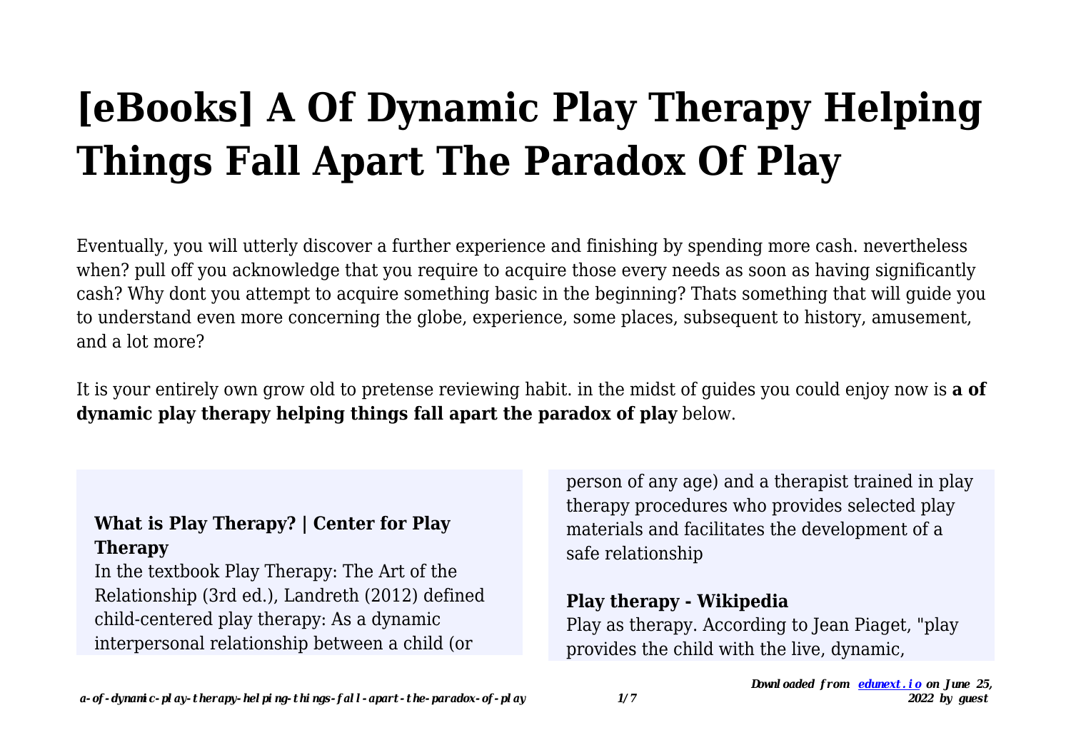# [eBooks] A Of Dynamic Play Therapy Helping Things Fall Apart The Paradox Of Play

Eventually, you will utterly discover a further experience and finishing by spending more cash. nevertheless when? pull off you acknowledge that you require to acquire those every needs as soon as having significantly cash? Why dont you attempt to acquire something basic in the beginning? Thats something that will guide you to understand even more concerning the globe, experience, some places, subsequent to history, amusement, and a lot more?

It is your entirely own grow old to pretense reviewing habit. in the midst of guides you could enjoy now is **a of dynamic play therapy helping things fall apart the paradox of play** below.

**What is Play Therapy? | Center for Play Therapy**

In the textbook Play Therapy: The Art of the Relationship (3rd ed.), Landreth (2012) defined child-centered play therapy: As a dynamic interpersonal relationship between a child (or person of any age) and a therapist trained in play therapy procedures who provides selected play materials and facilitates the development of a safe relationship

**Play therapy - Wikipedia**

Play as therapy. According to Jean Piaget, "play provides the child with the live, dynamic,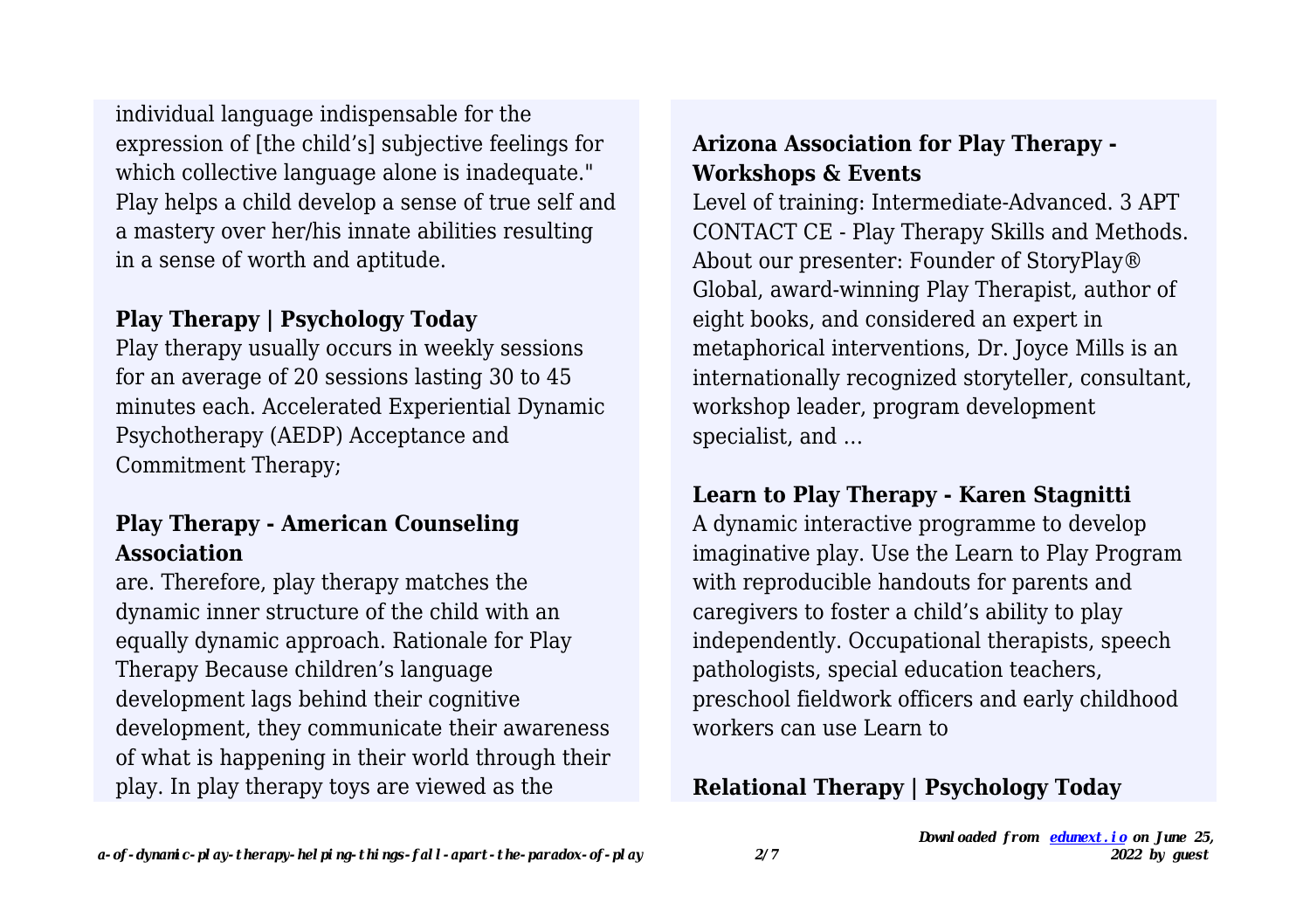individual language indispensable for the expression of [the child's] subjective feelings for which collective language alone is inadequate." Play helps a child develop a sense of true self and a mastery over her/his innate abilities resulting in a sense of worth and aptitude.

**Play Therapy | Psychology Today**

Play therapy usually occurs in weekly sessions for an average of 20 sessions lasting 30 to 45 minutes each. Accelerated Experiential Dynamic Psychotherapy (AEDP) Acceptance and Commitment Therapy;

**Play Therapy - American Counseling Association**

are. Therefore, play therapy matches the dynamic inner structure of the child with an equally dynamic approach. Rationale for Play Therapy Because children's language development lags behind their cognitive development, they communicate their awareness of what is happening in their world through their play. In play therapy toys are viewed as the

**Arizona Association for Play Therapy - Workshops & Events**

Level of training: Intermediate-Advanced. 3 APT CONTACT CE - Play Therapy Skills and Methods. About our presenter: Founder of StoryPlay® Global, award-winning Play Therapist, author of eight books, and considered an expert in metaphorical interventions, Dr. Joyce Mills is an internationally recognized storyteller, consultant, workshop leader, program development specialist, and …

**Learn to Play Therapy - Karen Stagnitti**

A dynamic interactive programme to develop imaginative play. Use the Learn to Play Program with reproducible handouts for parents and caregivers to foster a child's ability to play independently. Occupational therapists, speech pathologists, special education teachers, preschool fieldwork officers and early childhood workers can use Learn to

**Relational Therapy | Psychology Today**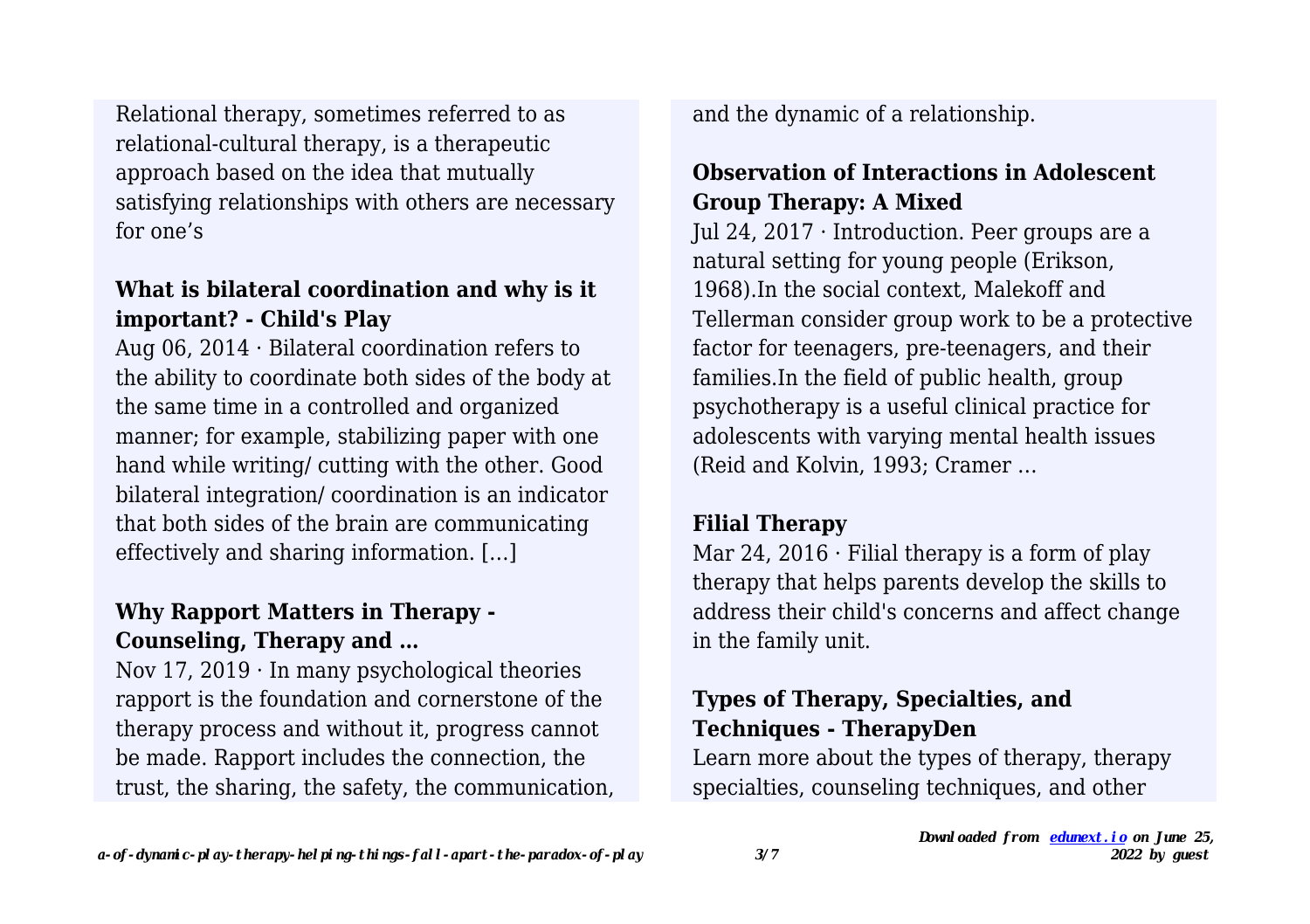Relational therapy, sometimes referred to as relational-cultural therapy, is a therapeutic approach based on the idea that mutually satisfying relationships with others are necessary for one's

### What is bilateral coordination and why is it important? - Child's Play

Aug 06, 2014 · Bilateral coordination refers to the ability to coordinate both sides of the body at the same time in a controlled and organized manner; for example, stabilizing paper with one hand while writing/ cutting with the other. Good bilateral integration/ coordination is an indicator that both sides of the brain are communicating effectively and sharing information. […]

### Why Rapport Matters in Therapy - Counseling, Therapy and …

Nov 17, 2019 · In many psychological theories rapport is the foundation and cornerstone of the therapy process and without it, progress cannot be made. Rapport includes the connection, the trust, the sharing, the safety, the communication, and the dynamic of a relationship.

### Observation of Interactions in Adolescent Group Therapy: A Mixed

Jul 24, 2017 · Introduction. Peer groups are a natural setting for young people (Erikson, 1968).In the social context, Malekoff and Tellerman consider group work to be a protective factor for teenagers, pre-teenagers, and their families.In the field of public health, group psychotherapy is a useful clinical practice for adolescents with varying mental health issues (Reid and Kolvin, 1993; Cramer …

### Filial Therapy

Mar 24, 2016 · Filial therapy is a form of play therapy that helps parents develop the skills to address their child's concerns and affect change in the family unit.

### Types of Therapy, Specialties, and Techniques - TherapyDen

Learn more about the types of therapy, therapy specialties, counseling techniques, and other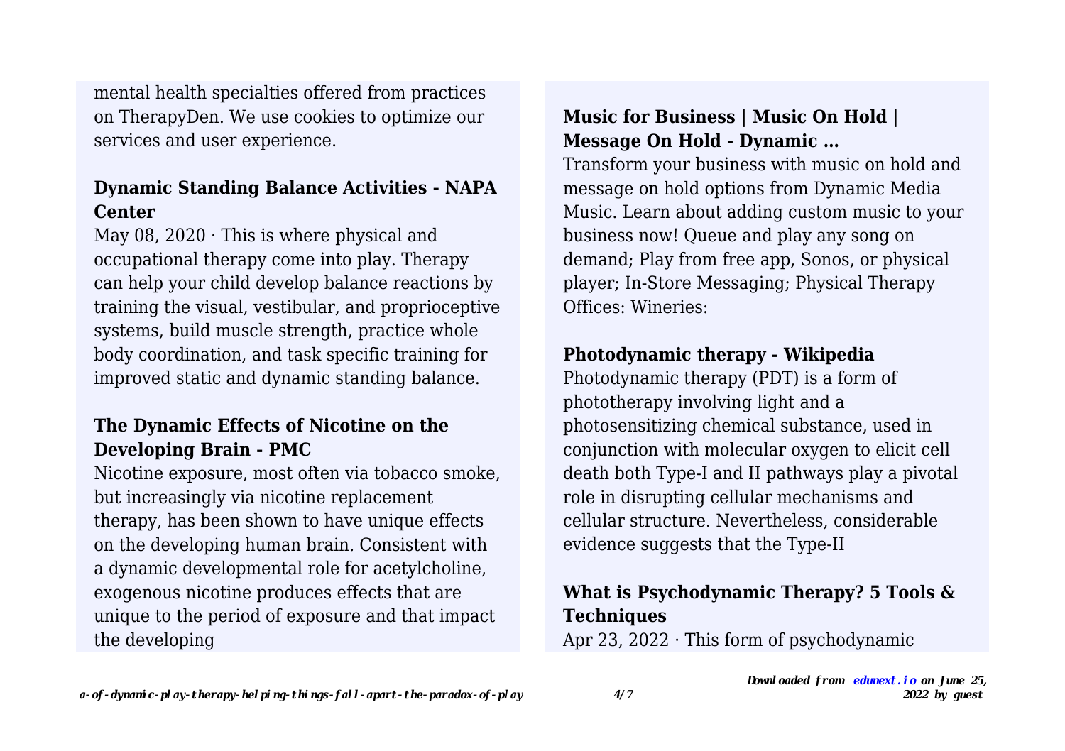mental health specialties offered from practices on TherapyDen. We use cookies to optimize our services and user experience.

**Dynamic Standing Balance Activities - NAPA Center**

May 08, 2020 · This is where physical and occupational therapy come into play. Therapy can help your child develop balance reactions by training the visual, vestibular, and proprioceptive systems, build muscle strength, practice whole body coordination, and task specific training for improved static and dynamic standing balance.

**The Dynamic Effects of Nicotine on the Developing Brain - PMC**

Nicotine exposure, most often via tobacco smoke, but increasingly via nicotine replacement therapy, has been shown to have unique effects on the developing human brain. Consistent with a dynamic developmental role for acetylcholine, exogenous nicotine produces effects that are unique to the period of exposure and that impact the developing

**Music for Business | Music On Hold | Message On Hold - Dynamic ...**

Transform your business with music on hold and message on hold options from Dynamic Media Music. Learn about adding custom music to your business now! Queue and play any song on demand; Play from free app, Sonos, or physical player; In-Store Messaging; Physical Therapy Offices: Wineries:

**Photodynamic therapy - Wikipedia**

Photodynamic therapy (PDT) is a form of phototherapy involving light and a photosensitizing chemical substance, used in conjunction with molecular oxygen to elicit cell death both Type-I and II pathways play a pivotal role in disrupting cellular mechanisms and cellular structure. Nevertheless, considerable evidence suggests that the Type-II

**What is Psychodynamic Therapy? 5 Tools & Techniques**

Apr 23, 2022 · This form of psychodynamic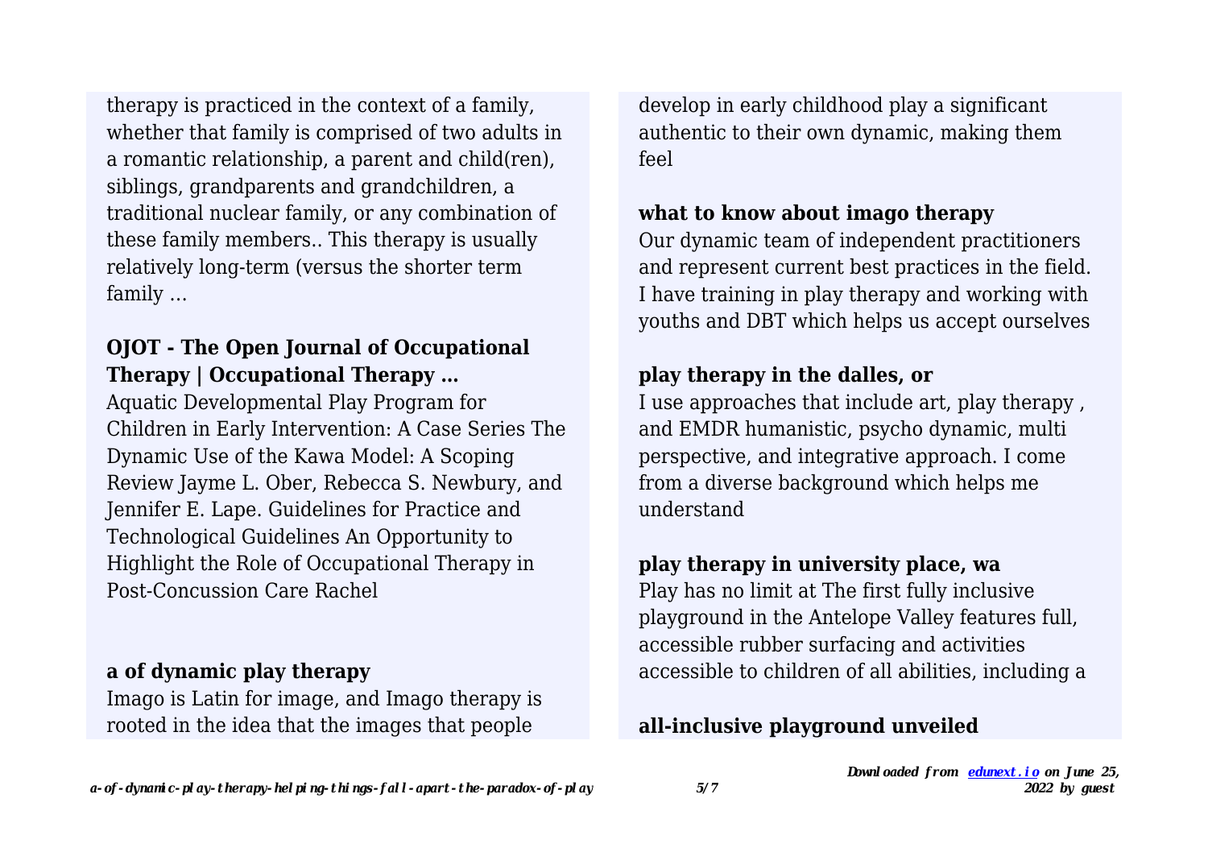therapy is practiced in the context of a family, whether that family is comprised of two adults in a romantic relationship, a parent and child(ren), siblings, grandparents and grandchildren, a traditional nuclear family, or any combination of these family members.. This therapy is usually relatively long-term (versus the shorter term family …

**OJOT - The Open Journal of Occupational Therapy | Occupational Therapy …**

Aquatic Developmental Play Program for Children in Early Intervention: A Case Series The Dynamic Use of the Kawa Model: A Scoping Review Jayme L. Ober, Rebecca S. Newbury, and Jennifer E. Lape. Guidelines for Practice and Technological Guidelines An Opportunity to Highlight the Role of Occupational Therapy in Post-Concussion Care Rachel

**a of dynamic play therapy**

Imago is Latin for image, and Imago therapy is rooted in the idea that the images that people develop in early childhood play a significant authentic to their own dynamic, making them feel

**what to know about imago therapy**

Our dynamic team of independent practitioners and represent current best practices in the field. I have training in play therapy and working with youths and DBT which helps us accept ourselves

**play therapy in the dalles, or**

I use approaches that include art, play therapy , and EMDR humanistic, psycho dynamic, multi perspective, and integrative approach. I come from a diverse background which helps me understand

**play therapy in university place, wa**

Play has no limit at The first fully inclusive playground in the Antelope Valley features full, accessible rubber surfacing and activities accessible to children of all abilities, including a

**all-inclusive playground unveiled**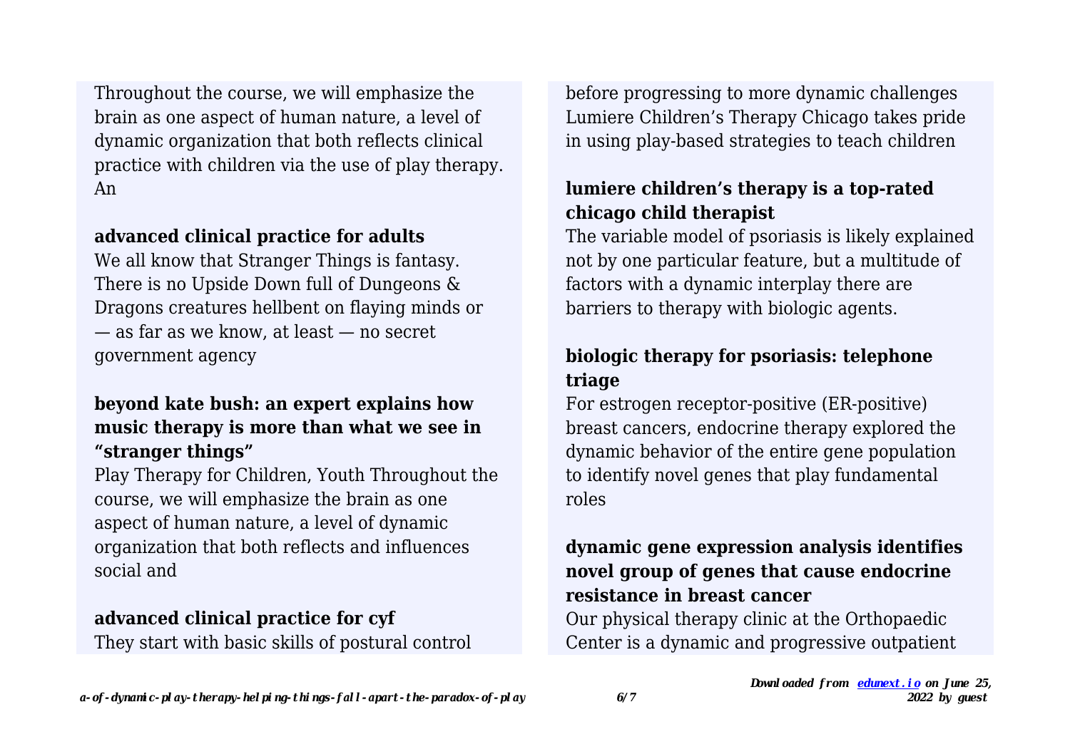Throughout the course, we will emphasize the brain as one aspect of human nature, a level of dynamic organization that both reflects clinical practice with children via the use of play therapy. An

### advanced clinical practice for adults

We all know that Stranger Things is fantasy. There is no Upside Down full of Dungeons & Dragons creatures hellbent on flaying minds or — as far as we know, at least — no secret government agency

### beyond kate bush: an expert explains how music therapy is more than what we see in "stranger things"

Play Therapy for Children, Youth Throughout the course, we will emphasize the brain as one aspect of human nature, a level of dynamic organization that both reflects and influences social and

### advanced clinical practice for cyf

They start with basic skills of postural control before progressing to more dynamic challenges Lumiere Children's Therapy Chicago takes pride in using play-based strategies to teach children

### lumiere children's therapy is a top-rated chicago child therapist

The variable model of psoriasis is likely explained not by one particular feature, but a multitude of factors with a dynamic interplay there are barriers to therapy with biologic agents.

### biologic therapy for psoriasis: telephone triage

For estrogen receptor-positive (ER-positive) breast cancers, endocrine therapy explored the dynamic behavior of the entire gene population to identify novel genes that play fundamental roles

### dynamic gene expression analysis identifies novel group of genes that cause endocrine resistance in breast cancer

Our physical therapy clinic at the Orthopaedic Center is a dynamic and progressive outpatient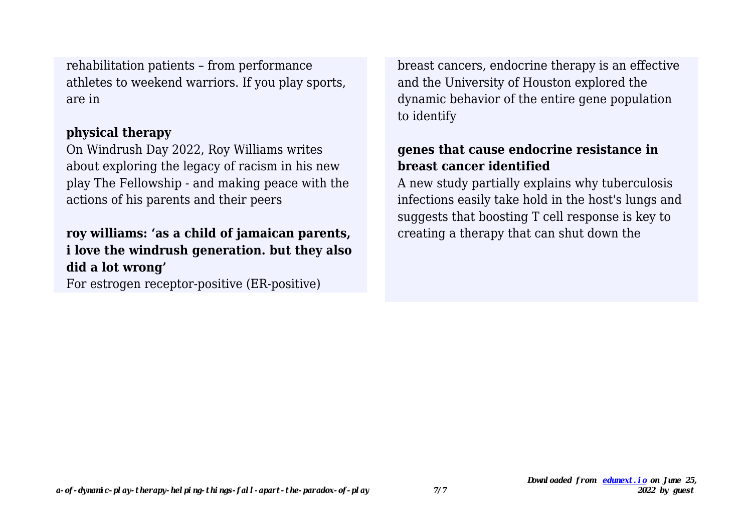rehabilitation patients – from performance athletes to weekend warriors. If you play sports, are in

**physical therapy**

On Windrush Day 2022, Roy Williams writes about exploring the legacy of racism in his new play The Fellowship - and making peace with the actions of his parents and their peers

**roy williams: 'as a child of jamaican parents, i love the windrush generation. but they also did a lot wrong'**

For estrogen receptor-positive (ER-positive) breast cancers, endocrine therapy is an effective and the University of Houston explored the dynamic behavior of the entire gene population to identify

**genes that cause endocrine resistance in breast cancer identified**

A new study partially explains why tuberculosis infections easily take hold in the host's lungs and suggests that boosting T cell response is key to creating a therapy that can shut down the